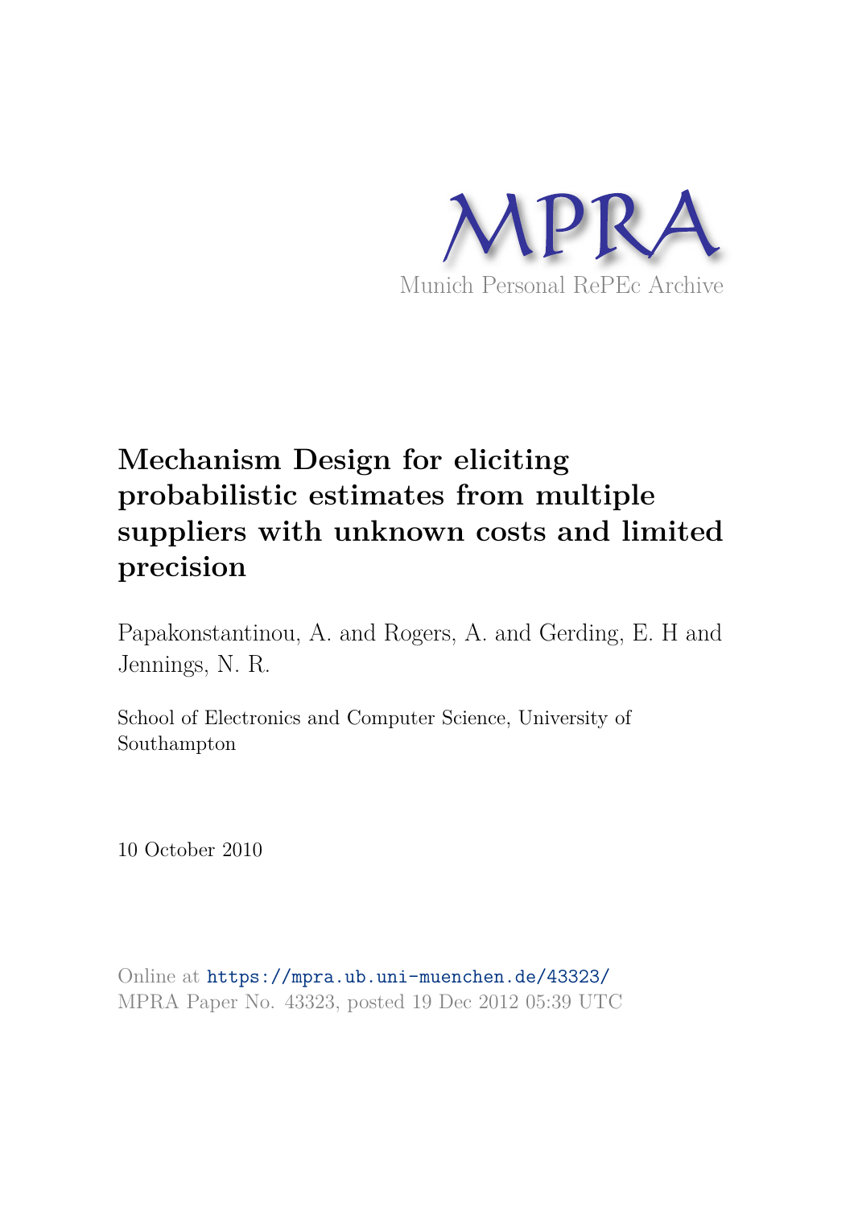MPRA

Munich Personal RePEc Archive

# Mechanism Design for eliciting probabilistic estimates from multiple suppliers with unknown costs and limited precision

Papakonstantinou, A. and Rogers, A. and Gerding, E. H and Jennings, N. R.

School of Electronics and Computer Science, University of Southampton

10 October 2010

Online at https://mpra.ub.uni-muenchen.de/43323/
MPRA Paper No. 43323, posted 19 Dec 2012 05:39 UTC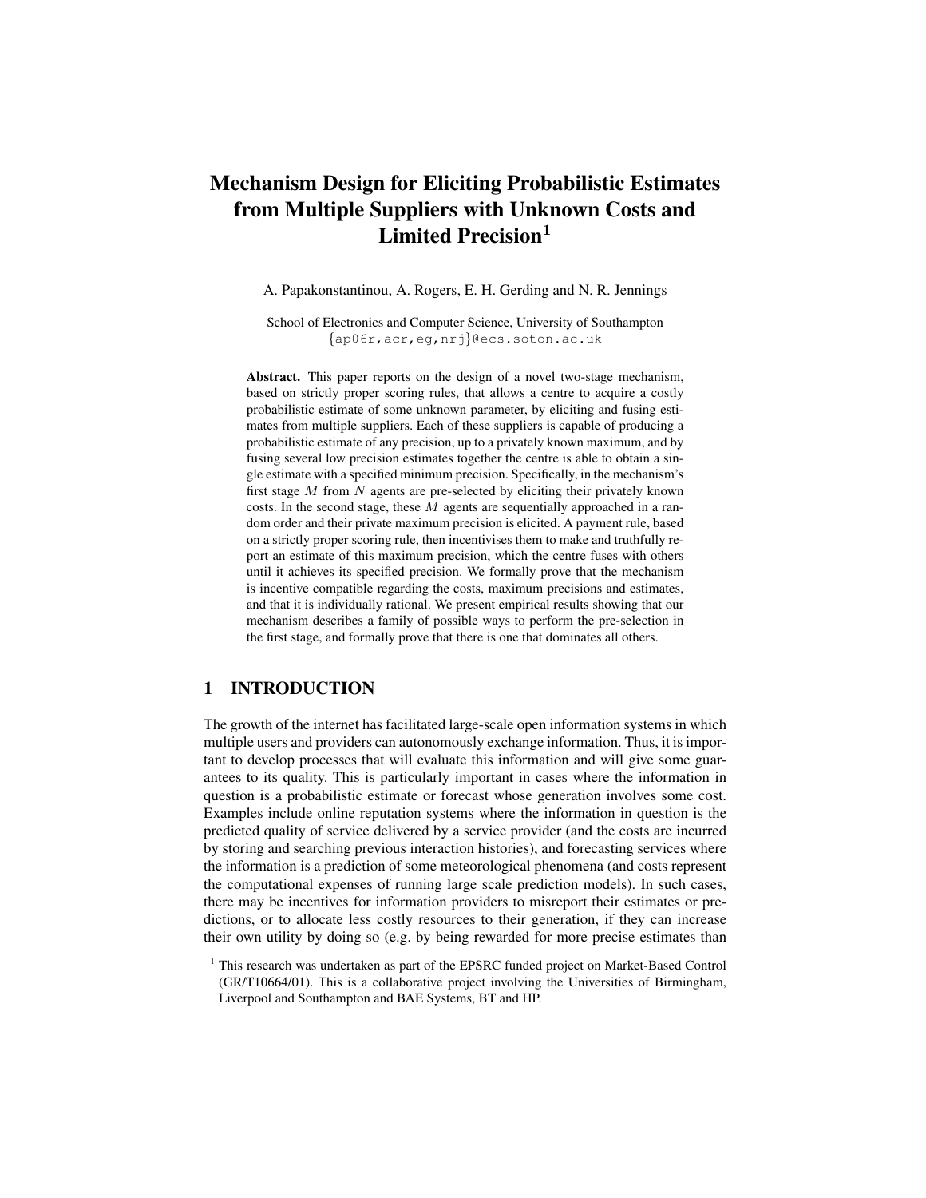# Mechanism Design for Eliciting Probabilistic Estimates from Multiple Suppliers with Unknown Costs and Limited Precision[1]

A. Papakonstantinou, A. Rogers, E. H. Gerding and N. R. Jennings

School of Electronics and Computer Science, University of Southampton
{ap06r,acr,eg,nrj}@ecs.soton.ac.uk

**Abstract.** This paper reports on the design of a novel two-stage mechanism, based on strictly proper scoring rules, that allows a centre to acquire a costly probabilistic estimate of some unknown parameter, by eliciting and fusing estimates from multiple suppliers. Each of these suppliers is capable of producing a probabilistic estimate of any precision, up to a privately known maximum, and by fusing several low precision estimates together the centre is able to obtain a single estimate with a specified minimum precision. Specifically, in the mechanism's first stage $M$ from $N$ agents are pre-selected by eliciting their privately known costs. In the second stage, these $M$ agents are sequentially approached in a random order and their private maximum precision is elicited. A payment rule, based on a strictly proper scoring rule, then incentivises them to make and truthfully report an estimate of this maximum precision, which the centre fuses with others until it achieves its specified precision. We formally prove that the mechanism is incentive compatible regarding the costs, maximum precisions and estimates, and that it is individually rational. We present empirical results showing that our mechanism describes a family of possible ways to perform the pre-selection in the first stage, and formally prove that there is one that dominates all others.

## 1 INTRODUCTION

The growth of the internet has facilitated large-scale open information systems in which multiple users and providers can autonomously exchange information. Thus, it is important to develop processes that will evaluate this information and will give some guarantees to its quality. This is particularly important in cases where the information in question is a probabilistic estimate or forecast whose generation involves some cost. Examples include online reputation systems where the information in question is the predicted quality of service delivered by a service provider (and the costs are incurred by storing and searching previous interaction histories), and forecasting services where the information is a prediction of some meteorological phenomena (and costs represent the computational expenses of running large scale prediction models). In such cases, there may be incentives for information providers to misreport their estimates or predictions, or to allocate less costly resources to their generation, if they can increase their own utility by doing so (e.g. by being rewarded for more precise estimates than

[1] This research was undertaken as part of the EPSRC funded project on Market-Based Control (GR/T10664/01). This is a collaborative project involving the Universities of Birmingham, Liverpool and Southampton and BAE Systems, BT and HP.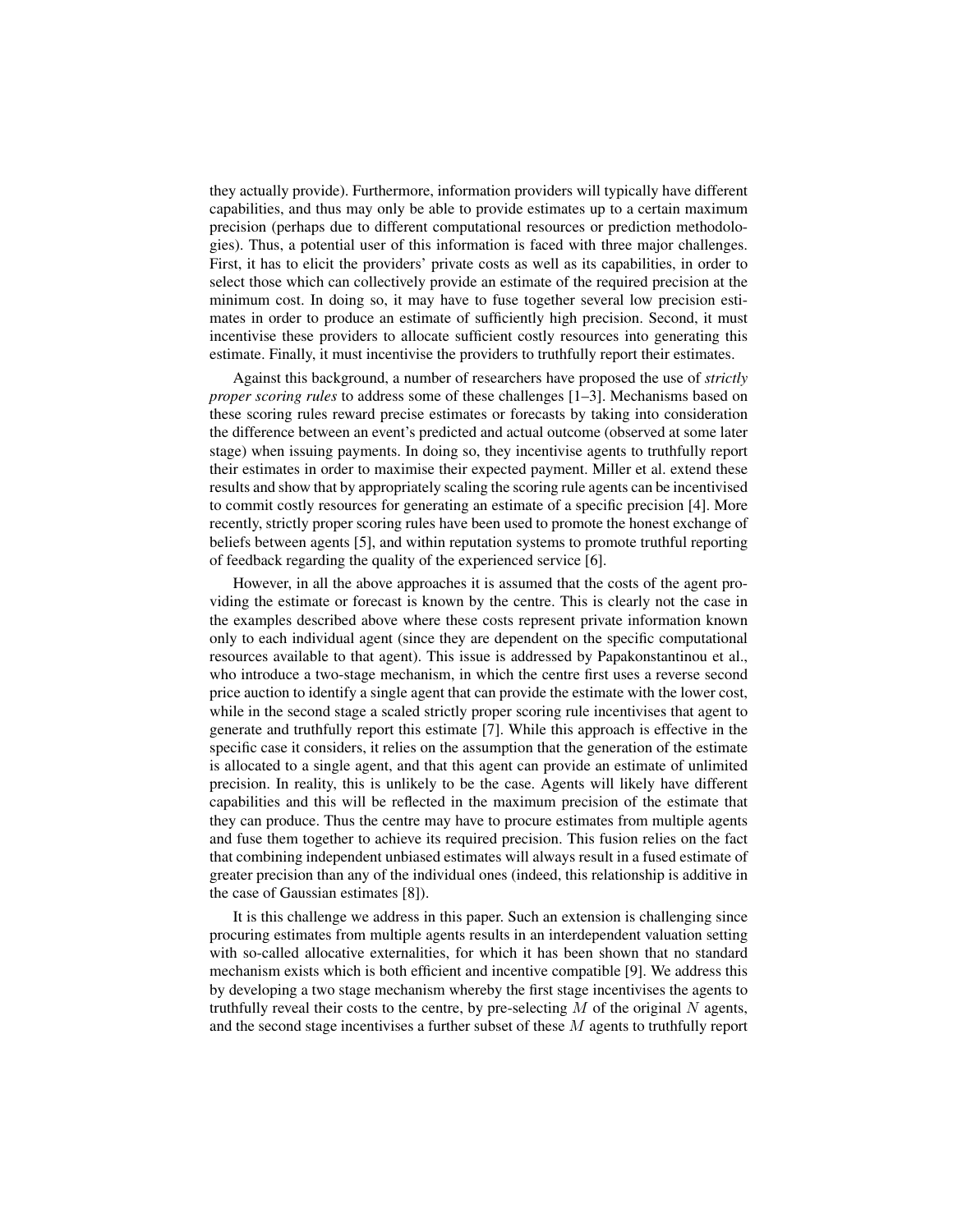they actually provide). Furthermore, information providers will typically have different capabilities, and thus may only be able to provide estimates up to a certain maximum precision (perhaps due to different computational resources or prediction methodologies). Thus, a potential user of this information is faced with three major challenges. First, it has to elicit the providers' private costs as well as its capabilities, in order to select those which can collectively provide an estimate of the required precision at the minimum cost. In doing so, it may have to fuse together several low precision estimates in order to produce an estimate of sufficiently high precision. Second, it must incentivise these providers to allocate sufficient costly resources into generating this estimate. Finally, it must incentivise the providers to truthfully report their estimates.

Against this background, a number of researchers have proposed the use of *strictly proper scoring rules* to address some of these challenges [1–3]. Mechanisms based on these scoring rules reward precise estimates or forecasts by taking into consideration the difference between an event's predicted and actual outcome (observed at some later stage) when issuing payments. In doing so, they incentivise agents to truthfully report their estimates in order to maximise their expected payment. Miller et al. extend these results and show that by appropriately scaling the scoring rule agents can be incentivised to commit costly resources for generating an estimate of a specific precision [4]. More recently, strictly proper scoring rules have been used to promote the honest exchange of beliefs between agents [5], and within reputation systems to promote truthful reporting of feedback regarding the quality of the experienced service [6].

However, in all the above approaches it is assumed that the costs of the agent providing the estimate or forecast is known by the centre. This is clearly not the case in the examples described above where these costs represent private information known only to each individual agent (since they are dependent on the specific computational resources available to that agent). This issue is addressed by Papakonstantinou et al., who introduce a two-stage mechanism, in which the centre first uses a reverse second price auction to identify a single agent that can provide the estimate with the lower cost, while in the second stage a scaled strictly proper scoring rule incentivises that agent to generate and truthfully report this estimate [7]. While this approach is effective in the specific case it considers, it relies on the assumption that the generation of the estimate is allocated to a single agent, and that this agent can provide an estimate of unlimited precision. In reality, this is unlikely to be the case. Agents will likely have different capabilities and this will be reflected in the maximum precision of the estimate that they can produce. Thus the centre may have to procure estimates from multiple agents and fuse them together to achieve its required precision. This fusion relies on the fact that combining independent unbiased estimates will always result in a fused estimate of greater precision than any of the individual ones (indeed, this relationship is additive in the case of Gaussian estimates [8]).

It is this challenge we address in this paper. Such an extension is challenging since procuring estimates from multiple agents results in an interdependent valuation setting with so-called allocative externalities, for which it has been shown that no standard mechanism exists which is both efficient and incentive compatible [9]. We address this by developing a two stage mechanism whereby the first stage incentivises the agents to truthfully reveal their costs to the centre, by pre-selecting $M$ of the original $N$ agents, and the second stage incentivises a further subset of these $M$ agents to truthfully report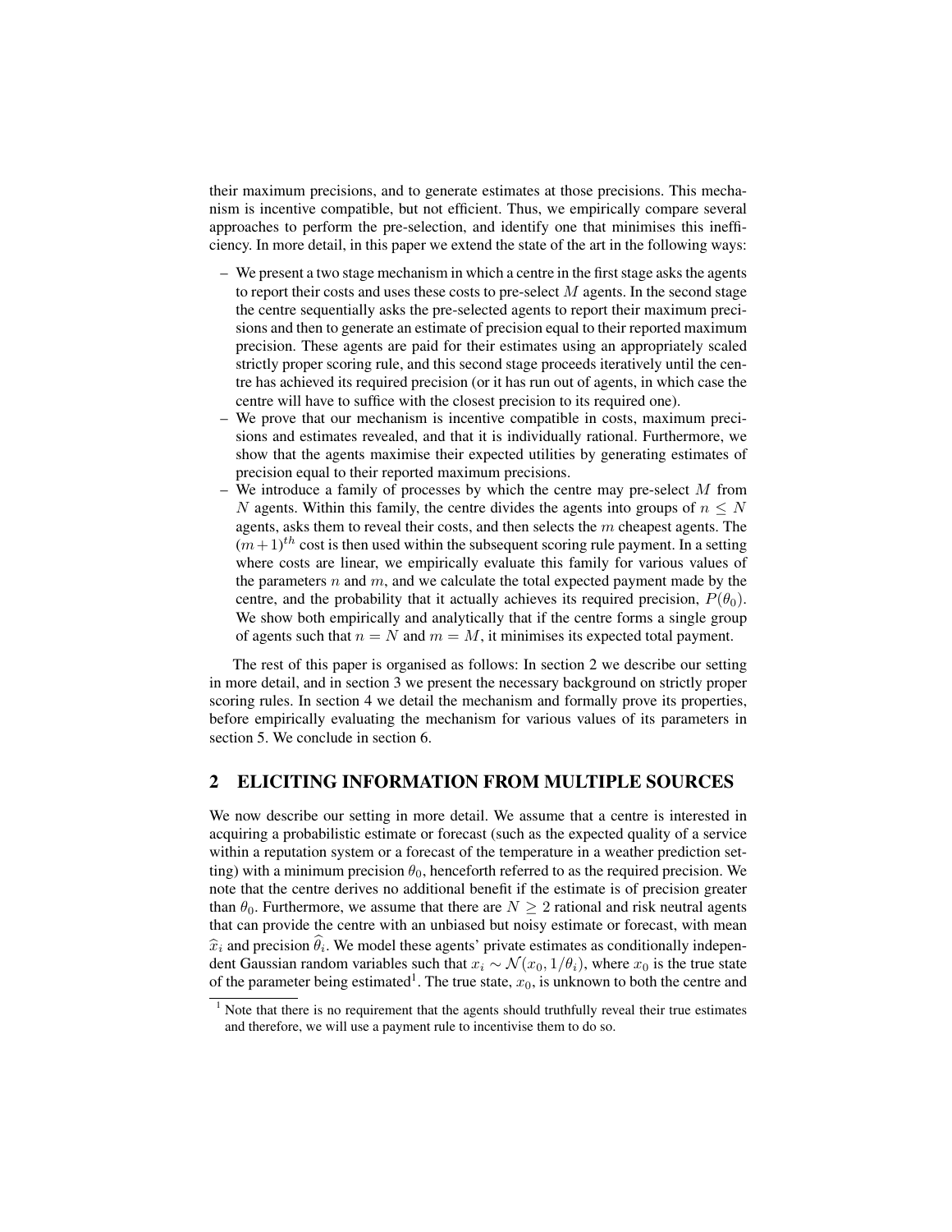their maximum precisions, and to generate estimates at those precisions. This mechanism is incentive compatible, but not efficient. Thus, we empirically compare several approaches to perform the pre-selection, and identify one that minimises this inefficiency. In more detail, in this paper we extend the state of the art in the following ways:

- We present a two stage mechanism in which a centre in the first stage asks the agents to report their costs and uses these costs to pre-select $M$ agents. In the second stage the centre sequentially asks the pre-selected agents to report their maximum precisions and then to generate an estimate of precision equal to their reported maximum precision. These agents are paid for their estimates using an appropriately scaled strictly proper scoring rule, and this second stage proceeds iteratively until the centre has achieved its required precision (or it has run out of agents, in which case the centre will have to suffice with the closest precision to its required one).
- We prove that our mechanism is incentive compatible in costs, maximum precisions and estimates revealed, and that it is individually rational. Furthermore, we show that the agents maximise their expected utilities by generating estimates of precision equal to their reported maximum precisions.
- We introduce a family of processes by which the centre may pre-select $M$ from $N$ agents. Within this family, the centre divides the agents into groups of $n \leq N$ agents, asks them to reveal their costs, and then selects the $m$ cheapest agents. The $(m+1)^{th}$ cost is then used within the subsequent scoring rule payment. In a setting where costs are linear, we empirically evaluate this family for various values of the parameters $n$ and $m$, and we calculate the total expected payment made by the centre, and the probability that it actually achieves its required precision, $P(\theta_0)$. We show both empirically and analytically that if the centre forms a single group of agents such that $n = N$ and $m = M$, it minimises its expected total payment.

The rest of this paper is organised as follows: In section 2 we describe our setting in more detail, and in section 3 we present the necessary background on strictly proper scoring rules. In section 4 we detail the mechanism and formally prove its properties, before empirically evaluating the mechanism for various values of its parameters in section 5. We conclude in section 6.

## 2 ELICITING INFORMATION FROM MULTIPLE SOURCES

We now describe our setting in more detail. We assume that a centre is interested in acquiring a probabilistic estimate or forecast (such as the expected quality of a service within a reputation system or a forecast of the temperature in a weather prediction setting) with a minimum precision $\theta_0$, henceforth referred to as the required precision. We note that the centre derives no additional benefit if the estimate is of precision greater than $\theta_0$. Furthermore, we assume that there are $N \geq 2$ rational and risk neutral agents that can provide the centre with an unbiased but noisy estimate or forecast, with mean $\widehat{x}_i$ and precision $\widehat{\theta}_i$. We model these agents' private estimates as conditionally independent Gaussian random variables such that $x_i \sim \mathcal{N}(x_0, 1/\theta_i)$, where $x_0$ is the true state of the parameter being estimated[1]. The true state, $x_0$, is unknown to both the centre and

[1] Note that there is no requirement that the agents should truthfully reveal their true estimates and therefore, we will use a payment rule to incentivise them to do so.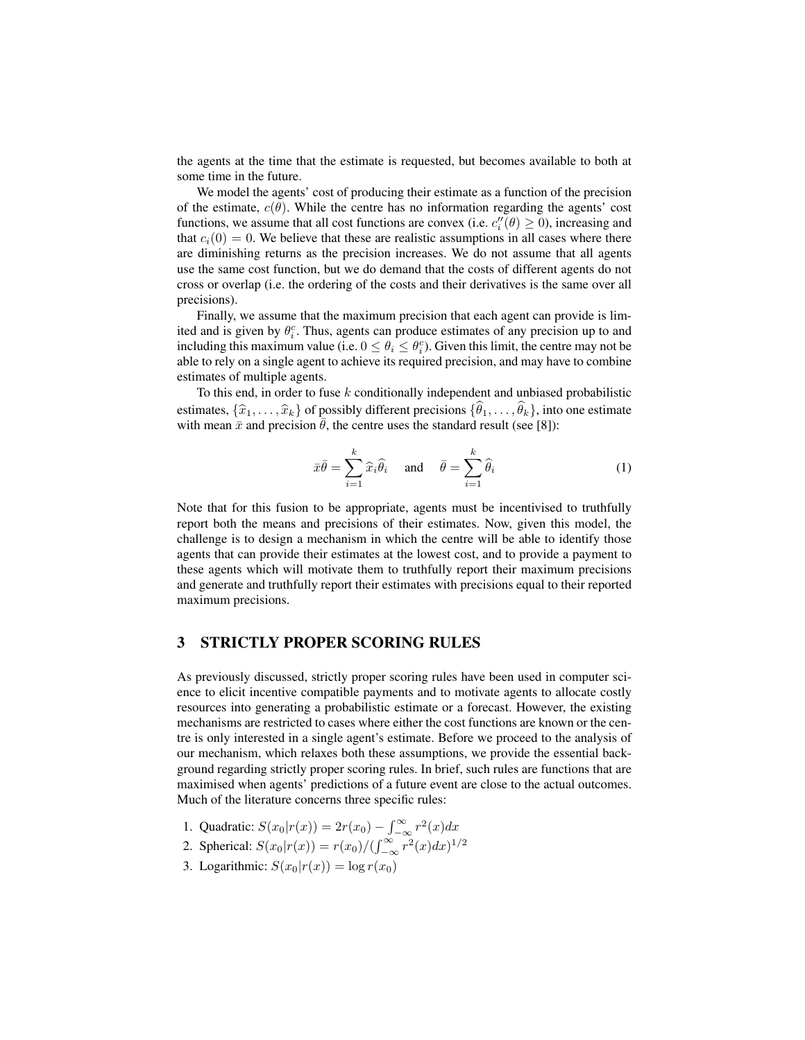the agents at the time that the estimate is requested, but becomes available to both at some time in the future.

We model the agents' cost of producing their estimate as a function of the precision of the estimate, $c(\theta)$. While the centre has no information regarding the agents' cost functions, we assume that all cost functions are convex (i.e. $c_i''(\theta) \geq 0$), increasing and that $c_i(0) = 0$. We believe that these are realistic assumptions in all cases where there are diminishing returns as the precision increases. We do not assume that all agents use the same cost function, but we do demand that the costs of different agents do not cross or overlap (i.e. the ordering of the costs and their derivatives is the same over all precisions).

Finally, we assume that the maximum precision that each agent can provide is limited and is given by $\theta_i^c$. Thus, agents can produce estimates of any precision up to and including this maximum value (i.e. $0 \leq \theta_i \leq \theta_i^c$). Given this limit, the centre may not be able to rely on a single agent to achieve its required precision, and may have to combine estimates of multiple agents.

To this end, in order to fuse $k$ conditionally independent and unbiased probabilistic estimates, $\{\widehat{x}_1, \ldots, \widehat{x}_k\}$ of possibly different precisions $\{\widehat{\theta}_1, \ldots, \widehat{\theta}_k\}$, into one estimate with mean $\bar{x}$ and precision $\bar{\theta}$, the centre uses the standard result (see [8]):

$$\bar{x}\bar{\theta} = \sum_{i=1}^{k} \widehat{x}_i \widehat{\theta}_i \quad \text{and} \quad \bar{\theta} = \sum_{i=1}^{k} \widehat{\theta}_i \tag{1}$$

Note that for this fusion to be appropriate, agents must be incentivised to truthfully report both the means and precisions of their estimates. Now, given this model, the challenge is to design a mechanism in which the centre will be able to identify those agents that can provide their estimates at the lowest cost, and to provide a payment to these agents which will motivate them to truthfully report their maximum precisions and generate and truthfully report their estimates with precisions equal to their reported maximum precisions.

## 3 STRICTLY PROPER SCORING RULES

As previously discussed, strictly proper scoring rules have been used in computer science to elicit incentive compatible payments and to motivate agents to allocate costly resources into generating a probabilistic estimate or a forecast. However, the existing mechanisms are restricted to cases where either the cost functions are known or the centre is only interested in a single agent's estimate. Before we proceed to the analysis of our mechanism, which relaxes both these assumptions, we provide the essential background regarding strictly proper scoring rules. In brief, such rules are functions that are maximised when agents' predictions of a future event are close to the actual outcomes. Much of the literature concerns three specific rules:

1. Quadratic: $S(x_0|r(x)) = 2r(x_0) - \int_{-\infty}^{\infty} r^2(x)dx$
2. Spherical: $S(x_0|r(x)) = r(x_0)/(\int_{-\infty}^{\infty} r^2(x)dx)^{1/2}$
3. Logarithmic: $S(x_0|r(x)) = \log r(x_0)$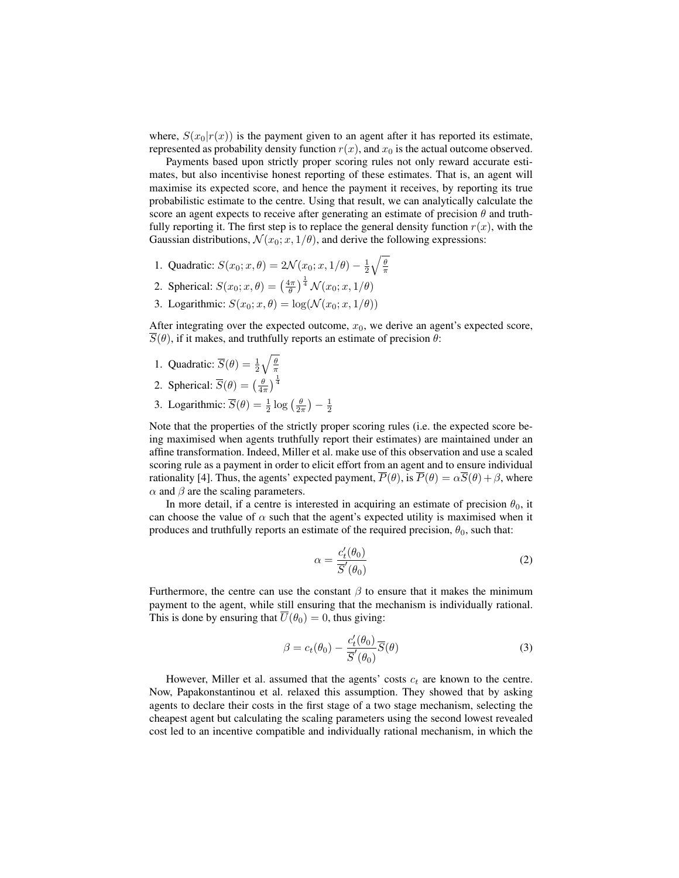where, $S(x_0|r(x))$ is the payment given to an agent after it has reported its estimate, represented as probability density function $r(x)$, and $x_0$ is the actual outcome observed.

Payments based upon strictly proper scoring rules not only reward accurate estimates, but also incentivise honest reporting of these estimates. That is, an agent will maximise its expected score, and hence the payment it receives, by reporting its true probabilistic estimate to the centre. Using that result, we can analytically calculate the score an agent expects to receive after generating an estimate of precision $\theta$ and truthfully reporting it. The first step is to replace the general density function $r(x)$, with the Gaussian distributions, $\mathcal{N}(x_0; x, 1/\theta)$, and derive the following expressions:

1. Quadratic: $S(x_0; x, \theta) = 2\mathcal{N}(x_0; x, 1/\theta) - \frac{1}{2}\sqrt{\frac{\theta}{\pi}}$
2. Spherical: $S(x_0; x, \theta) = \left(\frac{4\pi}{\theta}\right)^{\frac{1}{4}} \mathcal{N}(x_0; x, 1/\theta)$
3. Logarithmic: $S(x_0; x, \theta) = \log(\mathcal{N}(x_0; x, 1/\theta))$

After integrating over the expected outcome, $x_0$, we derive an agent's expected score, $\overline{S}(\theta)$, if it makes, and truthfully reports an estimate of precision $\theta$:

1. Quadratic: $\overline{S}(\theta) = \frac{1}{2}\sqrt{\frac{\theta}{\pi}}$
2. Spherical: $\overline{S}(\theta) = \left(\frac{\theta}{4\pi}\right)^{\frac{1}{4}}$
3. Logarithmic: $\overline{S}(\theta) = \frac{1}{2}\log\left(\frac{\theta}{2\pi}\right) - \frac{1}{2}$

Note that the properties of the strictly proper scoring rules (i.e. the expected score being maximised when agents truthfully report their estimates) are maintained under an affine transformation. Indeed, Miller et al. make use of this observation and use a scaled scoring rule as a payment in order to elicit effort from an agent and to ensure individual rationality [4]. Thus, the agents' expected payment, $\overline{P}(\theta)$, is $\overline{P}(\theta) = \alpha\overline{S}(\theta) + \beta$, where $\alpha$ and $\beta$ are the scaling parameters.

In more detail, if a centre is interested in acquiring an estimate of precision $\theta_0$, it can choose the value of $\alpha$ such that the agent's expected utility is maximised when it produces and truthfully reports an estimate of the required precision, $\theta_0$, such that:

$$\alpha = \frac{c_t'(\theta_0)}{\overline{S}'(\theta_0)} \tag{2}$$

Furthermore, the centre can use the constant $\beta$ to ensure that it makes the minimum payment to the agent, while still ensuring that the mechanism is individually rational. This is done by ensuring that $\overline{U}(\theta_0) = 0$, thus giving:

$$\beta = c_t(\theta_0) - \frac{c_t'(\theta_0)}{\overline{S}'(\theta_0)}\overline{S}(\theta) \tag{3}$$

However, Miller et al. assumed that the agents' costs $c_t$ are known to the centre. Now, Papakonstantinou et al. relaxed this assumption. They showed that by asking agents to declare their costs in the first stage of a two stage mechanism, selecting the cheapest agent but calculating the scaling parameters using the second lowest revealed cost led to an incentive compatible and individually rational mechanism, in which the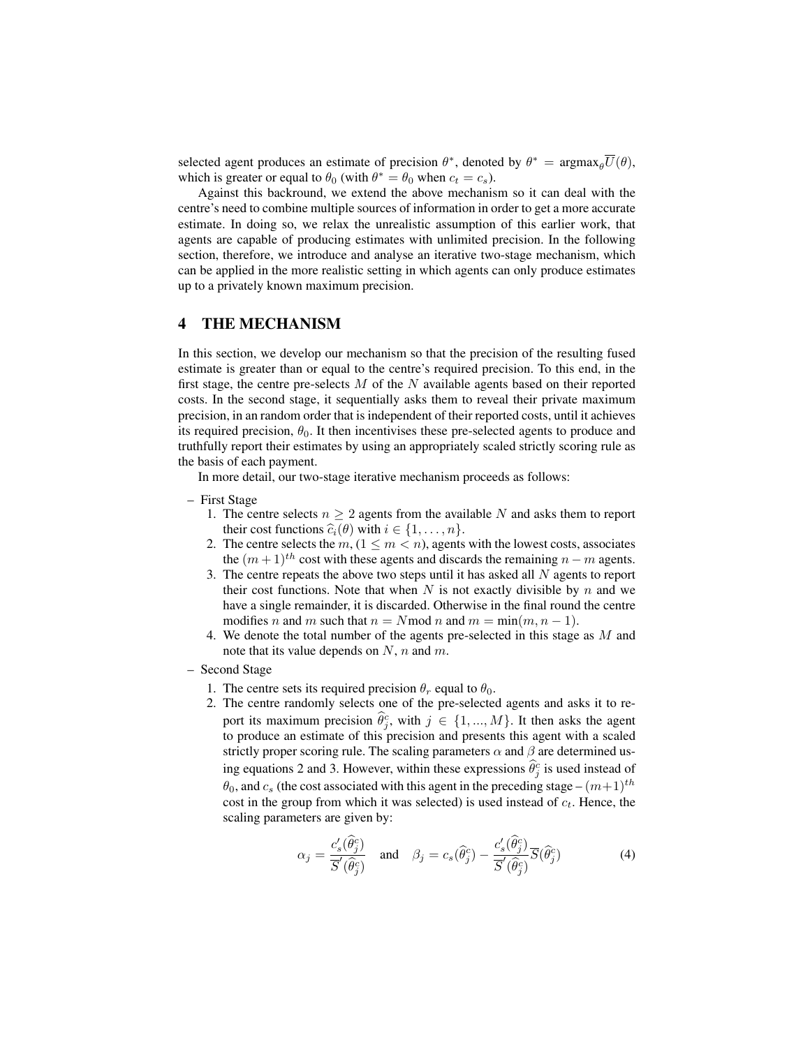selected agent produces an estimate of precision $\theta^*$, denoted by $\theta^* = \text{argmax}_\theta \overline{U}(\theta)$, which is greater or equal to $\theta_0$ (with $\theta^* = \theta_0$ when $c_t = c_s$).

Against this backround, we extend the above mechanism so it can deal with the centre's need to combine multiple sources of information in order to get a more accurate estimate. In doing so, we relax the unrealistic assumption of this earlier work, that agents are capable of producing estimates with unlimited precision. In the following section, therefore, we introduce and analyse an iterative two-stage mechanism, which can be applied in the more realistic setting in which agents can only produce estimates up to a privately known maximum precision.

# 4 THE MECHANISM

In this section, we develop our mechanism so that the precision of the resulting fused estimate is greater than or equal to the centre's required precision. To this end, in the first stage, the centre pre-selects $M$ of the $N$ available agents based on their reported costs. In the second stage, it sequentially asks them to reveal their private maximum precision, in an random order that is independent of their reported costs, until it achieves its required precision, $\theta_0$. It then incentivises these pre-selected agents to produce and truthfully report their estimates by using an appropriately scaled strictly scoring rule as the basis of each payment.

In more detail, our two-stage iterative mechanism proceeds as follows:

- First Stage
  1. The centre selects $n \geq 2$ agents from the available $N$ and asks them to report their cost functions $\widehat{c}_i(\theta)$ with $i \in \{1, \ldots, n\}$.
  2. The centre selects the $m$, $(1 \leq m < n)$, agents with the lowest costs, associates the $(m+1)^{th}$ cost with these agents and discards the remaining $n - m$ agents.
  3. The centre repeats the above two steps until it has asked all $N$ agents to report their cost functions. Note that when $N$ is not exactly divisible by $n$ and we have a single remainder, it is discarded. Otherwise in the final round the centre modifies $n$ and $m$ such that $n = N \text{mod}\, n$ and $m = \min(m, n-1)$.
  4. We denote the total number of the agents pre-selected in this stage as $M$ and note that its value depends on $N$, $n$ and $m$.
- Second Stage
  1. The centre sets its required precision $\theta_r$ equal to $\theta_0$.
  2. The centre randomly selects one of the pre-selected agents and asks it to report its maximum precision $\widehat{\theta}_j^c$, with $j \in \{1, ..., M\}$. It then asks the agent to produce an estimate of this precision and presents this agent with a scaled strictly proper scoring rule. The scaling parameters $\alpha$ and $\beta$ are determined using equations 2 and 3. However, within these expressions $\widehat{\theta}_j^c$ is used instead of $\theta_0$, and $c_s$ (the cost associated with this agent in the preceding stage – $(m+1)^{th}$ cost in the group from which it was selected) is used instead of $c_t$. Hence, the scaling parameters are given by:

$$\alpha_j = \frac{c_s'(\widehat{\theta}_j^c)}{\overline{S}'(\widehat{\theta}_j^c)} \quad \text{and} \quad \beta_j = c_s(\widehat{\theta}_j^c) - \frac{c_s'(\widehat{\theta}_j^c)}{\overline{S}'(\widehat{\theta}_j^c)} \overline{S}(\widehat{\theta}_j^c) \tag{4}$$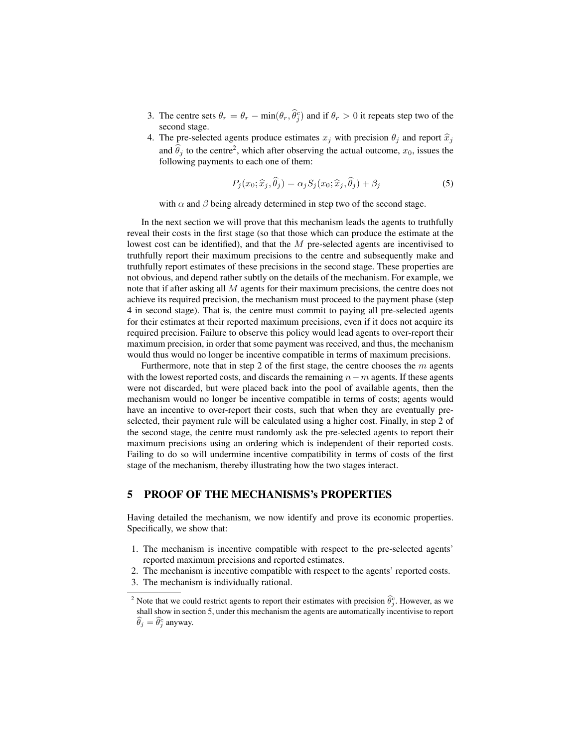3. The centre sets $\theta_r = \theta_r - \min(\theta_r, \widehat{\theta}^c_j)$ and if $\theta_r > 0$ it repeats step two of the second stage.
4. The pre-selected agents produce estimates $x_j$ with precision $\theta_j$ and report $\widehat{x}_j$ and $\widehat{\theta}_j$ to the centre[2], which after observing the actual outcome, $x_0$, issues the following payments to each one of them:

$$P_j(x_0; \widehat{x}_j, \widehat{\theta}_j) = \alpha_j S_j(x_0; \widehat{x}_j, \widehat{\theta}_j) + \beta_j \tag{5}$$

with $\alpha$ and $\beta$ being already determined in step two of the second stage.

In the next section we will prove that this mechanism leads the agents to truthfully reveal their costs in the first stage (so that those which can produce the estimate at the lowest cost can be identified), and that the $M$ pre-selected agents are incentivised to truthfully report their maximum precisions to the centre and subsequently make and truthfully report estimates of these precisions in the second stage. These properties are not obvious, and depend rather subtly on the details of the mechanism. For example, we note that if after asking all $M$ agents for their maximum precisions, the centre does not achieve its required precision, the mechanism must proceed to the payment phase (step 4 in second stage). That is, the centre must commit to paying all pre-selected agents for their estimates at their reported maximum precisions, even if it does not acquire its required precision. Failure to observe this policy would lead agents to over-report their maximum precision, in order that some payment was received, and thus, the mechanism would thus would no longer be incentive compatible in terms of maximum precisions.

Furthermore, note that in step 2 of the first stage, the centre chooses the $m$ agents with the lowest reported costs, and discards the remaining $n - m$ agents. If these agents were not discarded, but were placed back into the pool of available agents, then the mechanism would no longer be incentive compatible in terms of costs; agents would have an incentive to over-report their costs, such that when they are eventually pre-selected, their payment rule will be calculated using a higher cost. Finally, in step 2 of the second stage, the centre must randomly ask the pre-selected agents to report their maximum precisions using an ordering which is independent of their reported costs. Failing to do so will undermine incentive compatibility in terms of costs of the first stage of the mechanism, thereby illustrating how the two stages interact.

## 5 PROOF OF THE MECHANISMS's PROPERTIES

Having detailed the mechanism, we now identify and prove its economic properties. Specifically, we show that:

1. The mechanism is incentive compatible with respect to the pre-selected agents' reported maximum precisions and reported estimates.
2. The mechanism is incentive compatible with respect to the agents' reported costs.
3. The mechanism is individually rational.

[2] Note that we could restrict agents to report their estimates with precision $\widehat{\theta}^c_j$. However, as we shall show in section 5, under this mechanism the agents are automatically incentivise to report $\widehat{\theta}_j = \widehat{\theta}^c_j$ anyway.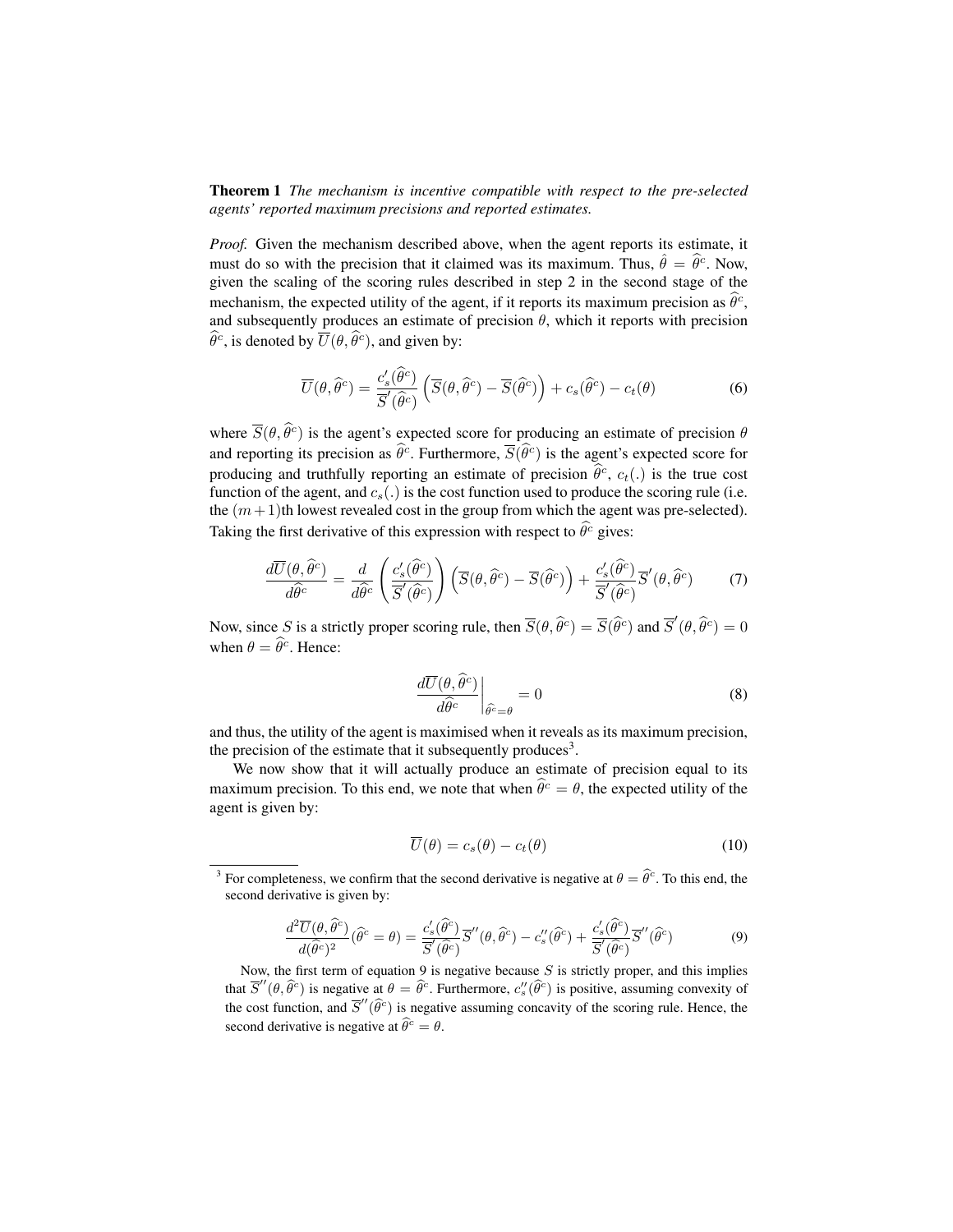**Theorem 1** *The mechanism is incentive compatible with respect to the pre-selected agents' reported maximum precisions and reported estimates.*

*Proof.* Given the mechanism described above, when the agent reports its estimate, it must do so with the precision that it claimed was its maximum. Thus, $\hat{\theta} = \widehat{\theta}^c$. Now, given the scaling of the scoring rules described in step 2 in the second stage of the mechanism, the expected utility of the agent, if it reports its maximum precision as $\widehat{\theta}^c$, and subsequently produces an estimate of precision $\theta$, which it reports with precision $\widehat{\theta}^c$, is denoted by $\overline{U}(\theta, \widehat{\theta}^c)$, and given by:

$$\overline{U}(\theta, \widehat{\theta}^c) = \frac{c_s'(\widehat{\theta}^c)}{\overline{S}'(\widehat{\theta}^c)} \left( \overline{S}(\theta, \widehat{\theta}^c) - \overline{S}(\widehat{\theta}^c) \right) + c_s(\widehat{\theta}^c) - c_t(\theta) \tag{6}$$

where $\overline{S}(\theta, \widehat{\theta}^c)$ is the agent's expected score for producing an estimate of precision $\theta$ and reporting its precision as $\widehat{\theta}^c$. Furthermore, $\overline{S}(\widehat{\theta}^c)$ is the agent's expected score for producing and truthfully reporting an estimate of precision $\widehat{\theta}^c$, $c_t(.)$ is the true cost function of the agent, and $c_s(.)$ is the cost function used to produce the scoring rule (i.e. the $(m+1)$th lowest revealed cost in the group from which the agent was pre-selected). Taking the first derivative of this expression with respect to $\widehat{\theta}^c$ gives:

$$\frac{d\overline{U}(\theta, \widehat{\theta}^c)}{d\widehat{\theta}^c} = \frac{d}{d\widehat{\theta}^c} \left( \frac{c_s'(\widehat{\theta}^c)}{\overline{S}'(\widehat{\theta}^c)} \right) \left( \overline{S}(\theta, \widehat{\theta}^c) - \overline{S}(\widehat{\theta}^c) \right) + \frac{c_s'(\widehat{\theta}^c)}{\overline{S}'(\widehat{\theta}^c)} \overline{S}'(\theta, \widehat{\theta}^c) \tag{7}$$

Now, since $S$ is a strictly proper scoring rule, then $\overline{S}(\theta, \widehat{\theta}^c) = \overline{S}(\widehat{\theta}^c)$ and $\overline{S}'(\theta, \widehat{\theta}^c) = 0$ when $\theta = \widehat{\theta}^c$. Hence:

$$\left. \frac{d\overline{U}(\theta, \widehat{\theta}^c)}{d\widehat{\theta}^c} \right|_{\widehat{\theta}^c = \theta} = 0 \tag{8}$$

and thus, the utility of the agent is maximised when it reveals as its maximum precision, the precision of the estimate that it subsequently produces[3].

We now show that it will actually produce an estimate of precision equal to its maximum precision. To this end, we note that when $\widehat{\theta}^c = \theta$, the expected utility of the agent is given by:

$$\overline{U}(\theta) = c_s(\theta) - c_t(\theta) \tag{10}$$

---

[3] For completeness, we confirm that the second derivative is negative at $\theta = \widehat{\theta}^c$. To this end, the second derivative is given by:

$$\frac{d^2\overline{U}(\theta, \widehat{\theta}^c)}{d(\widehat{\theta}^c)^2}(\widehat{\theta}^c = \theta) = \frac{c_s'(\widehat{\theta}^c)}{\overline{S}'(\widehat{\theta}^c)} \overline{S}''(\theta, \widehat{\theta}^c) - c_s''(\widehat{\theta}^c) + \frac{c_s'(\widehat{\theta}^c)}{\overline{S}'(\widehat{\theta}^c)} \overline{S}''(\widehat{\theta}^c) \tag{9}$$

Now, the first term of equation 9 is negative because $S$ is strictly proper, and this implies that $\overline{S}''(\theta, \widehat{\theta}^c)$ is negative at $\theta = \widehat{\theta}^c$. Furthermore, $c_s''(\widehat{\theta}^c)$ is positive, assuming convexity of the cost function, and $\overline{S}''(\widehat{\theta}^c)$ is negative assuming concavity of the scoring rule. Hence, the second derivative is negative at $\widehat{\theta}^c = \theta$.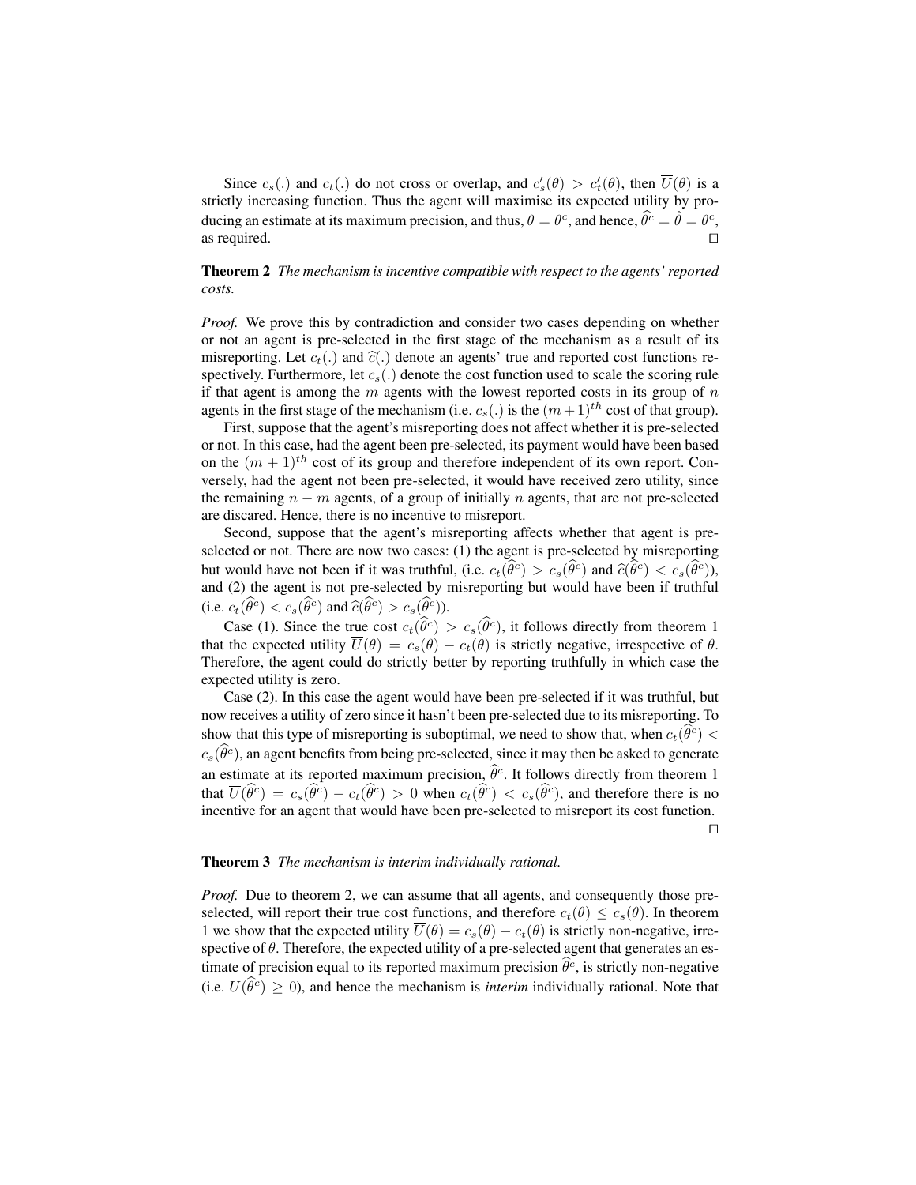Since $c_s(.)$ and $c_t(.)$ do not cross or overlap, and $c'_s(\theta) > c'_t(\theta)$, then $\overline{U}(\theta)$ is a strictly increasing function. Thus the agent will maximise its expected utility by producing an estimate at its maximum precision, and thus, $\theta = \theta^c$, and hence, $\widehat{\theta}^c = \hat{\theta} = \theta^c$, as required. □

**Theorem 2** *The mechanism is incentive compatible with respect to the agents' reported costs.*

*Proof.* We prove this by contradiction and consider two cases depending on whether or not an agent is pre-selected in the first stage of the mechanism as a result of its misreporting. Let $c_t(.)$ and $\widehat{c}(.)$ denote an agents' true and reported cost functions respectively. Furthermore, let $c_s(.)$ denote the cost function used to scale the scoring rule if that agent is among the $m$ agents with the lowest reported costs in its group of $n$ agents in the first stage of the mechanism (i.e. $c_s(.)$ is the $(m+1)^{th}$ cost of that group).

First, suppose that the agent's misreporting does not affect whether it is pre-selected or not. In this case, had the agent been pre-selected, its payment would have been based on the $(m+1)^{th}$ cost of its group and therefore independent of its own report. Conversely, had the agent not been pre-selected, it would have received zero utility, since the remaining $n - m$ agents, of a group of initially $n$ agents, that are not pre-selected are discared. Hence, there is no incentive to misreport.

Second, suppose that the agent's misreporting affects whether that agent is pre-selected or not. There are now two cases: (1) the agent is pre-selected by misreporting but would have not been if it was truthful, (i.e. $c_t(\widehat{\theta}^c) > c_s(\widehat{\theta}^c)$ and $\widehat{c}(\widehat{\theta}^c) < c_s(\widehat{\theta}^c)$), and (2) the agent is not pre-selected by misreporting but would have been if truthful (i.e. $c_t(\widehat{\theta}^c) < c_s(\widehat{\theta}^c)$ and $\widehat{c}(\widehat{\theta}^c) > c_s(\widehat{\theta}^c)$).

Case (1). Since the true cost $c_t(\widehat{\theta}^c) > c_s(\widehat{\theta}^c)$, it follows directly from theorem 1 that the expected utility $\overline{U}(\theta) = c_s(\theta) - c_t(\theta)$ is strictly negative, irrespective of $\theta$. Therefore, the agent could do strictly better by reporting truthfully in which case the expected utility is zero.

Case (2). In this case the agent would have been pre-selected if it was truthful, but now receives a utility of zero since it hasn't been pre-selected due to its misreporting. To show that this type of misreporting is suboptimal, we need to show that, when $c_t(\widehat{\theta}^c) < c_s(\widehat{\theta}^c)$, an agent benefits from being pre-selected, since it may then be asked to generate an estimate at its reported maximum precision, $\widehat{\theta}^c$. It follows directly from theorem 1 that $\overline{U}(\widehat{\theta}^c) = c_s(\widehat{\theta}^c) - c_t(\widehat{\theta}^c) > 0$ when $c_t(\widehat{\theta}^c) < c_s(\widehat{\theta}^c)$, and therefore there is no incentive for an agent that would have been pre-selected to misreport its cost function. □

**Theorem 3** *The mechanism is interim individually rational.*

*Proof.* Due to theorem 2, we can assume that all agents, and consequently those pre-selected, will report their true cost functions, and therefore $c_t(\theta) \leq c_s(\theta)$. In theorem 1 we show that the expected utility $\overline{U}(\theta) = c_s(\theta) - c_t(\theta)$ is strictly non-negative, irrespective of $\theta$. Therefore, the expected utility of a pre-selected agent that generates an estimate of precision equal to its reported maximum precision $\widehat{\theta}^c$, is strictly non-negative (i.e. $\overline{U}(\widehat{\theta}^c) \geq 0$), and hence the mechanism is *interim* individually rational. Note that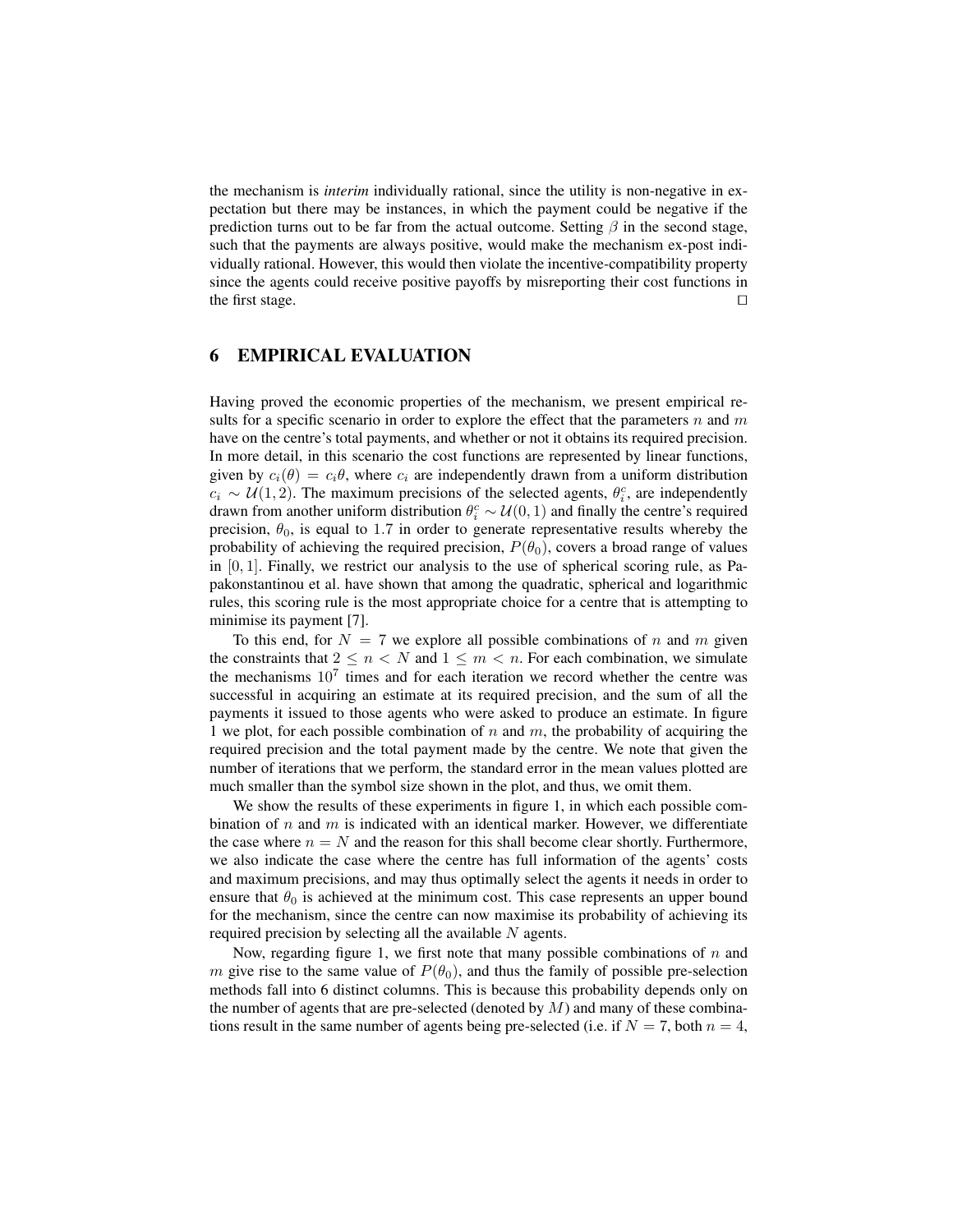the mechanism is *interim* individually rational, since the utility is non-negative in expectation but there may be instances, in which the payment could be negative if the prediction turns out to be far from the actual outcome. Setting $\beta$ in the second stage, such that the payments are always positive, would make the mechanism ex-post individually rational. However, this would then violate the incentive-compatibility property since the agents could receive positive payoffs by misreporting their cost functions in the first stage. $\square$

## 6 EMPIRICAL EVALUATION

Having proved the economic properties of the mechanism, we present empirical results for a specific scenario in order to explore the effect that the parameters $n$ and $m$ have on the centre's total payments, and whether or not it obtains its required precision. In more detail, in this scenario the cost functions are represented by linear functions, given by $c_i(\theta) = c_i\theta$, where $c_i$ are independently drawn from a uniform distribution $c_i \sim \mathcal{U}(1, 2)$. The maximum precisions of the selected agents, $\theta_i^c$, are independently drawn from another uniform distribution $\theta_i^c \sim \mathcal{U}(0, 1)$ and finally the centre's required precision, $\theta_0$, is equal to 1.7 in order to generate representative results whereby the probability of achieving the required precision, $P(\theta_0)$, covers a broad range of values in $[0, 1]$. Finally, we restrict our analysis to the use of spherical scoring rule, as Papakonstantinou et al. have shown that among the quadratic, spherical and logarithmic rules, this scoring rule is the most appropriate choice for a centre that is attempting to minimise its payment [7].

To this end, for $N = 7$ we explore all possible combinations of $n$ and $m$ given the constraints that $2 \leq n < N$ and $1 \leq m < n$. For each combination, we simulate the mechanisms $10^7$ times and for each iteration we record whether the centre was successful in acquiring an estimate at its required precision, and the sum of all the payments it issued to those agents who were asked to produce an estimate. In figure 1 we plot, for each possible combination of $n$ and $m$, the probability of acquiring the required precision and the total payment made by the centre. We note that given the number of iterations that we perform, the standard error in the mean values plotted are much smaller than the symbol size shown in the plot, and thus, we omit them.

We show the results of these experiments in figure 1, in which each possible combination of $n$ and $m$ is indicated with an identical marker. However, we differentiate the case where $n = N$ and the reason for this shall become clear shortly. Furthermore, we also indicate the case where the centre has full information of the agents' costs and maximum precisions, and may thus optimally select the agents it needs in order to ensure that $\theta_0$ is achieved at the minimum cost. This case represents an upper bound for the mechanism, since the centre can now maximise its probability of achieving its required precision by selecting all the available $N$ agents.

Now, regarding figure 1, we first note that many possible combinations of $n$ and $m$ give rise to the same value of $P(\theta_0)$, and thus the family of possible pre-selection methods fall into 6 distinct columns. This is because this probability depends only on the number of agents that are pre-selected (denoted by $M$) and many of these combinations result in the same number of agents being pre-selected (i.e. if $N = 7$, both $n = 4$,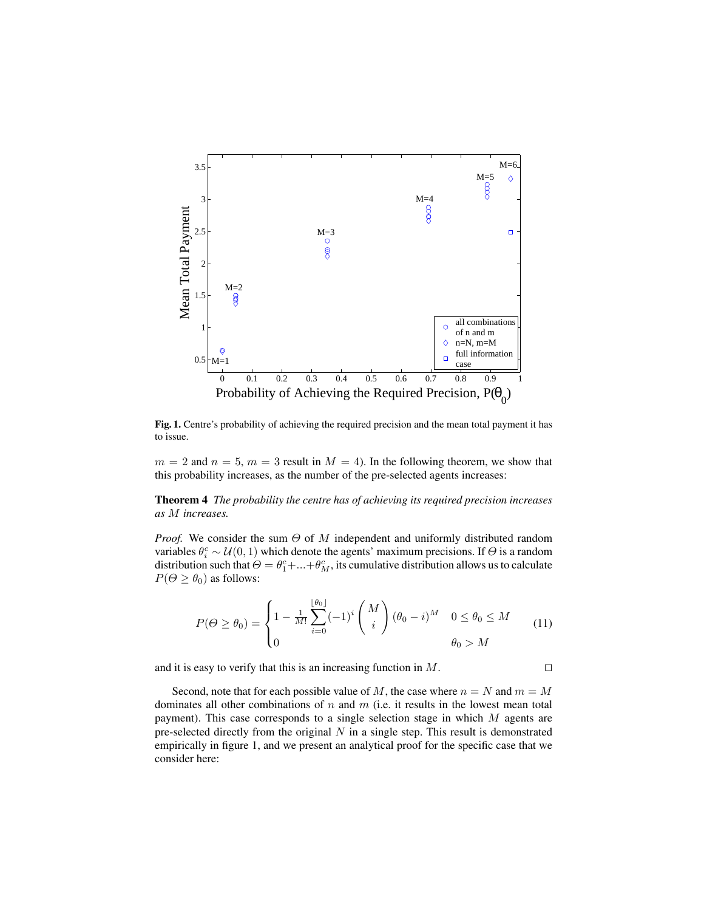**Fig. 1.** Centre's probability of achieving the required precision and the mean total payment it has to issue.

$m = 2$ and $n = 5$, $m = 3$ result in $M = 4$). In the following theorem, we show that this probability increases, as the number of the pre-selected agents increases:

**Theorem 4** *The probability the centre has of achieving its required precision increases as $M$ increases.*

*Proof.* We consider the sum $\Theta$ of $M$ independent and uniformly distributed random variables $\theta_i^c \sim \mathcal{U}(0,1)$ which denote the agents' maximum precisions. If $\Theta$ is a random distribution such that $\Theta = \theta_1^c + ... + \theta_M^c$, its cumulative distribution allows us to calculate $P(\Theta \geq \theta_0)$ as follows:

$$P(\Theta \geq \theta_0) = \begin{cases} 1 - \frac{1}{M!} \sum_{i=0}^{\lfloor \theta_0 \rfloor} (-1)^i \binom{M}{i} (\theta_0 - i)^M & 0 \leq \theta_0 \leq M \\ 0 & \theta_0 > M \end{cases} \tag{11}$$

and it is easy to verify that this is an increasing function in $M$. $\square$

Second, note that for each possible value of $M$, the case where $n = N$ and $m = M$ dominates all other combinations of $n$ and $m$ (i.e. it results in the lowest mean total payment). This case corresponds to a single selection stage in which $M$ agents are pre-selected directly from the original $N$ in a single step. This result is demonstrated empirically in figure 1, and we present an analytical proof for the specific case that we consider here: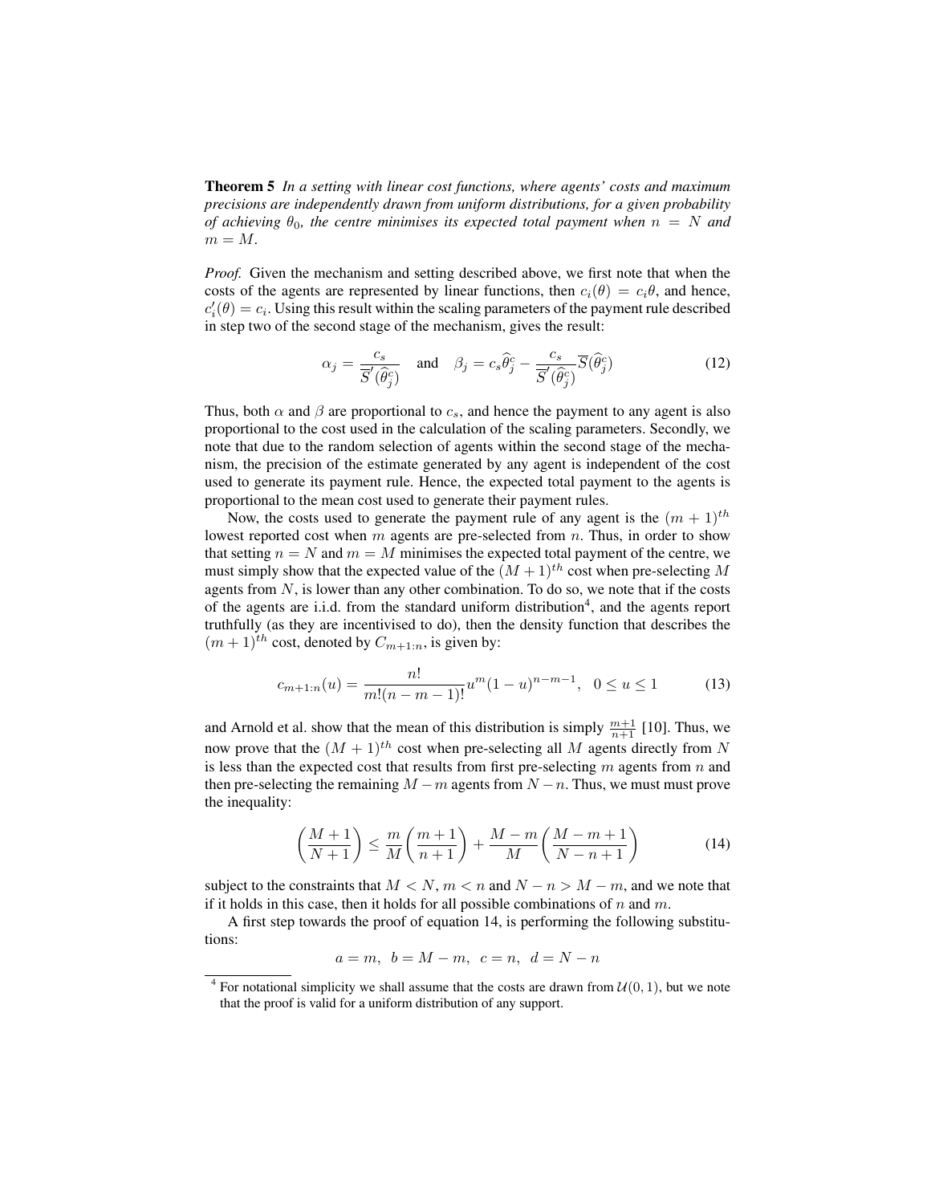**Theorem 5** *In a setting with linear cost functions, where agents' costs and maximum precisions are independently drawn from uniform distributions, for a given probability of achieving $\theta_0$, the centre minimises its expected total payment when $n = N$ and $m = M$.*

*Proof.* Given the mechanism and setting described above, we first note that when the costs of the agents are represented by linear functions, then $c_i(\theta) = c_i\theta$, and hence, $c_i'(\theta) = c_i$. Using this result within the scaling parameters of the payment rule described in step two of the second stage of the mechanism, gives the result:

$$\alpha_j = \frac{c_s}{\overline{S}'(\widehat{\theta}_j^c)} \quad \text{and} \quad \beta_j = c_s\widehat{\theta}_j^c - \frac{c_s}{\overline{S}'(\widehat{\theta}_j^c)}\overline{S}(\widehat{\theta}_j^c) \tag{12}$$

Thus, both $\alpha$ and $\beta$ are proportional to $c_s$, and hence the payment to any agent is also proportional to the cost used in the calculation of the scaling parameters. Secondly, we note that due to the random selection of agents within the second stage of the mechanism, the precision of the estimate generated by any agent is independent of the cost used to generate its payment rule. Hence, the expected total payment to the agents is proportional to the mean cost used to generate their payment rules.

Now, the costs used to generate the payment rule of any agent is the $(m+1)^{th}$ lowest reported cost when $m$ agents are pre-selected from $n$. Thus, in order to show that setting $n = N$ and $m = M$ minimises the expected total payment of the centre, we must simply show that the expected value of the $(M+1)^{th}$ cost when pre-selecting $M$ agents from $N$, is lower than any other combination. To do so, we note that if the costs of the agents are i.i.d. from the standard uniform distribution[4], and the agents report truthfully (as they are incentivised to do), then the density function that describes the $(m+1)^{th}$ cost, denoted by $C_{m+1:n}$, is given by:

$$c_{m+1:n}(u) = \frac{n!}{m!(n-m-1)!}u^m(1-u)^{n-m-1}, \quad 0 \leq u \leq 1 \tag{13}$$

and Arnold et al. show that the mean of this distribution is simply $\frac{m+1}{n+1}$ [10]. Thus, we now prove that the $(M+1)^{th}$ cost when pre-selecting all $M$ agents directly from $N$ is less than the expected cost that results from first pre-selecting $m$ agents from $n$ and then pre-selecting the remaining $M - m$ agents from $N - n$. Thus, we must must prove the inequality:

$$\left(\frac{M+1}{N+1}\right) \leq \frac{m}{M}\left(\frac{m+1}{n+1}\right) + \frac{M-m}{M}\left(\frac{M-m+1}{N-n+1}\right) \tag{14}$$

subject to the constraints that $M < N$, $m < n$ and $N - n > M - m$, and we note that if it holds in this case, then it holds for all possible combinations of $n$ and $m$.

A first step towards the proof of equation 14, is performing the following substitutions:

$$a = m, \;\; b = M - m, \;\; c = n, \;\; d = N - n$$

[4] For notational simplicity we shall assume that the costs are drawn from $\mathcal{U}(0, 1)$, but we note that the proof is valid for a uniform distribution of any support.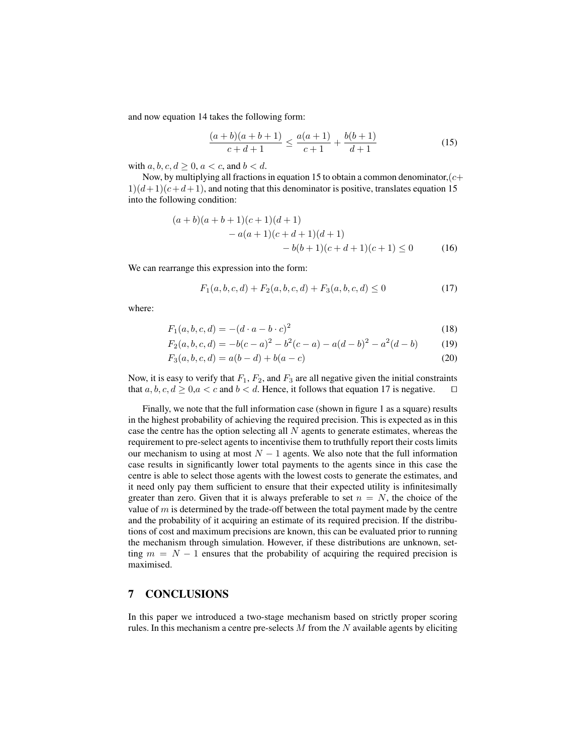and now equation 14 takes the following form:

$$\frac{(a+b)(a+b+1)}{c+d+1} \leq \frac{a(a+1)}{c+1} + \frac{b(b+1)}{d+1} \tag{15}$$

with $a, b, c, d \geq 0$, $a < c$, and $b < d$.

Now, by multiplying all fractions in equation 15 to obtain a common denominator,$(c+1)(d+1)(c+d+1)$, and noting that this denominator is positive, translates equation 15 into the following condition:

$$\begin{aligned}(a+b)(a+b+1)(c+1)(d+1) \\ - a(a+1)(c+d+1)(d+1) \\ - b(b+1)(c+d+1)(c+1) \leq 0\end{aligned} \tag{16}$$

We can rearrange this expression into the form:

$$F_1(a,b,c,d) + F_2(a,b,c,d) + F_3(a,b,c,d) \leq 0 \tag{17}$$

where:

$$F_1(a,b,c,d) = -(d \cdot a - b \cdot c)^2 \tag{18}$$

$$F_2(a,b,c,d) = -b(c-a)^2 - b^2(c-a) - a(d-b)^2 - a^2(d-b) \tag{19}$$

$$F_3(a,b,c,d) = a(b-d) + b(a-c) \tag{20}$$

Now, it is easy to verify that $F_1$, $F_2$, and $F_3$ are all negative given the initial constraints that $a, b, c, d \geq 0$,$a < c$ and $b < d$. Hence, it follows that equation 17 is negative. □

Finally, we note that the full information case (shown in figure 1 as a square) results in the highest probability of achieving the required precision. This is expected as in this case the centre has the option selecting all $N$ agents to generate estimates, whereas the requirement to pre-select agents to incentivise them to truthfully report their costs limits our mechanism to using at most $N-1$ agents. We also note that the full information case results in significantly lower total payments to the agents since in this case the centre is able to select those agents with the lowest costs to generate the estimates, and it need only pay them sufficient to ensure that their expected utility is infinitesimally greater than zero. Given that it is always preferable to set $n = N$, the choice of the value of $m$ is determined by the trade-off between the total payment made by the centre and the probability of it acquiring an estimate of its required precision. If the distributions of cost and maximum precisions are known, this can be evaluated prior to running the mechanism through simulation. However, if these distributions are unknown, setting $m = N-1$ ensures that the probability of acquiring the required precision is maximised.

## 7 CONCLUSIONS

In this paper we introduced a two-stage mechanism based on strictly proper scoring rules. In this mechanism a centre pre-selects $M$ from the $N$ available agents by eliciting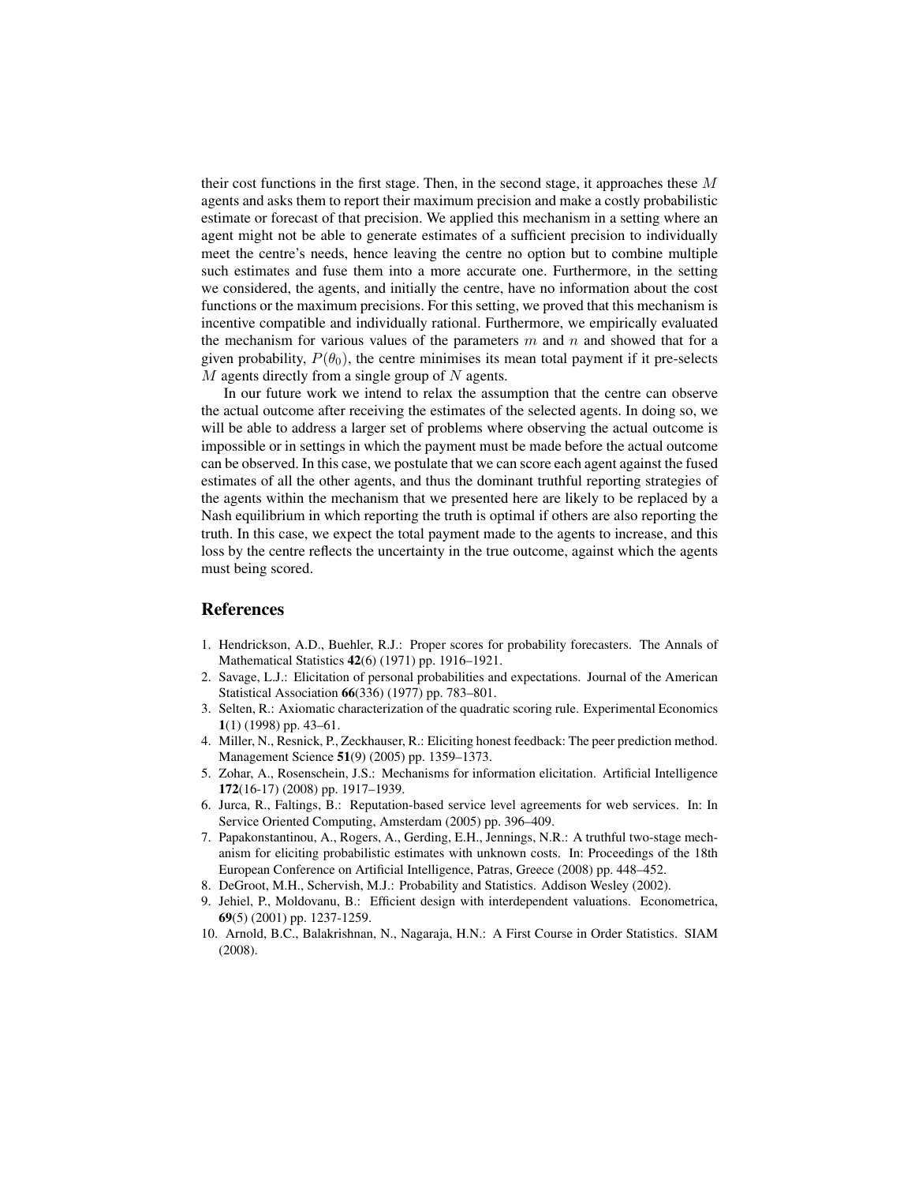their cost functions in the first stage. Then, in the second stage, it approaches these $M$ agents and asks them to report their maximum precision and make a costly probabilistic estimate or forecast of that precision. We applied this mechanism in a setting where an agent might not be able to generate estimates of a sufficient precision to individually meet the centre's needs, hence leaving the centre no option but to combine multiple such estimates and fuse them into a more accurate one. Furthermore, in the setting we considered, the agents, and initially the centre, have no information about the cost functions or the maximum precisions. For this setting, we proved that this mechanism is incentive compatible and individually rational. Furthermore, we empirically evaluated the mechanism for various values of the parameters $m$ and $n$ and showed that for a given probability, $P(\theta_0)$, the centre minimises its mean total payment if it pre-selects $M$ agents directly from a single group of $N$ agents.

In our future work we intend to relax the assumption that the centre can observe the actual outcome after receiving the estimates of the selected agents. In doing so, we will be able to address a larger set of problems where observing the actual outcome is impossible or in settings in which the payment must be made before the actual outcome can be observed. In this case, we postulate that we can score each agent against the fused estimates of all the other agents, and thus the dominant truthful reporting strategies of the agents within the mechanism that we presented here are likely to be replaced by a Nash equilibrium in which reporting the truth is optimal if others are also reporting the truth. In this case, we expect the total payment made to the agents to increase, and this loss by the centre reflects the uncertainty in the true outcome, against which the agents must being scored.

## References

1. Hendrickson, A.D., Buehler, R.J.: Proper scores for probability forecasters. The Annals of Mathematical Statistics **42**(6) (1971) pp. 1916–1921.
2. Savage, L.J.: Elicitation of personal probabilities and expectations. Journal of the American Statistical Association **66**(336) (1977) pp. 783–801.
3. Selten, R.: Axiomatic characterization of the quadratic scoring rule. Experimental Economics **1**(1) (1998) pp. 43–61.
4. Miller, N., Resnick, P., Zeckhauser, R.: Eliciting honest feedback: The peer prediction method. Management Science **51**(9) (2005) pp. 1359–1373.
5. Zohar, A., Rosenschein, J.S.: Mechanisms for information elicitation. Artificial Intelligence **172**(16-17) (2008) pp. 1917–1939.
6. Jurca, R., Faltings, B.: Reputation-based service level agreements for web services. In: In Service Oriented Computing, Amsterdam (2005) pp. 396–409.
7. Papakonstantinou, A., Rogers, A., Gerding, E.H., Jennings, N.R.: A truthful two-stage mechanism for eliciting probabilistic estimates with unknown costs. In: Proceedings of the 18th European Conference on Artificial Intelligence, Patras, Greece (2008) pp. 448–452.
8. DeGroot, M.H., Schervish, M.J.: Probability and Statistics. Addison Wesley (2002).
9. Jehiel, P., Moldovanu, B.: Efficient design with interdependent valuations. Econometrica, **69**(5) (2001) pp. 1237-1259.
10. Arnold, B.C., Balakrishnan, N., Nagaraja, H.N.: A First Course in Order Statistics. SIAM (2008).